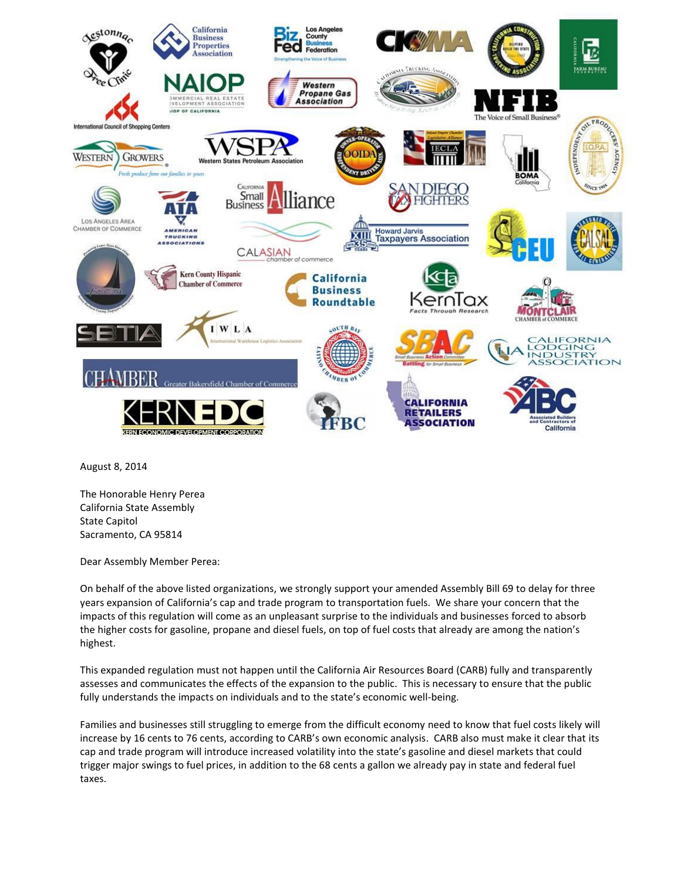August 8, 2014

The Honorable Henry Perea
California State Assembly
State Capitol
Sacramento, CA 95814

Dear Assembly Member Perea:

On behalf of the above listed organizations, we strongly support your amended Assembly Bill 69 to delay for three years expansion of California's cap and trade program to transportation fuels. We share your concern that the impacts of this regulation will come as an unpleasant surprise to the individuals and businesses forced to absorb the higher costs for gasoline, propane and diesel fuels, on top of fuel costs that already are among the nation's highest.

This expanded regulation must not happen until the California Air Resources Board (CARB) fully and transparently assesses and communicates the effects of the expansion to the public. This is necessary to ensure that the public fully understands the impacts on individuals and to the state's economic well-being.

Families and businesses still struggling to emerge from the difficult economy need to know that fuel costs likely will increase by 16 cents to 76 cents, according to CARB's own economic analysis. CARB also must make it clear that its cap and trade program will introduce increased volatility into the state's gasoline and diesel markets that could trigger major swings to fuel prices, in addition to the 68 cents a gallon we already pay in state and federal fuel taxes.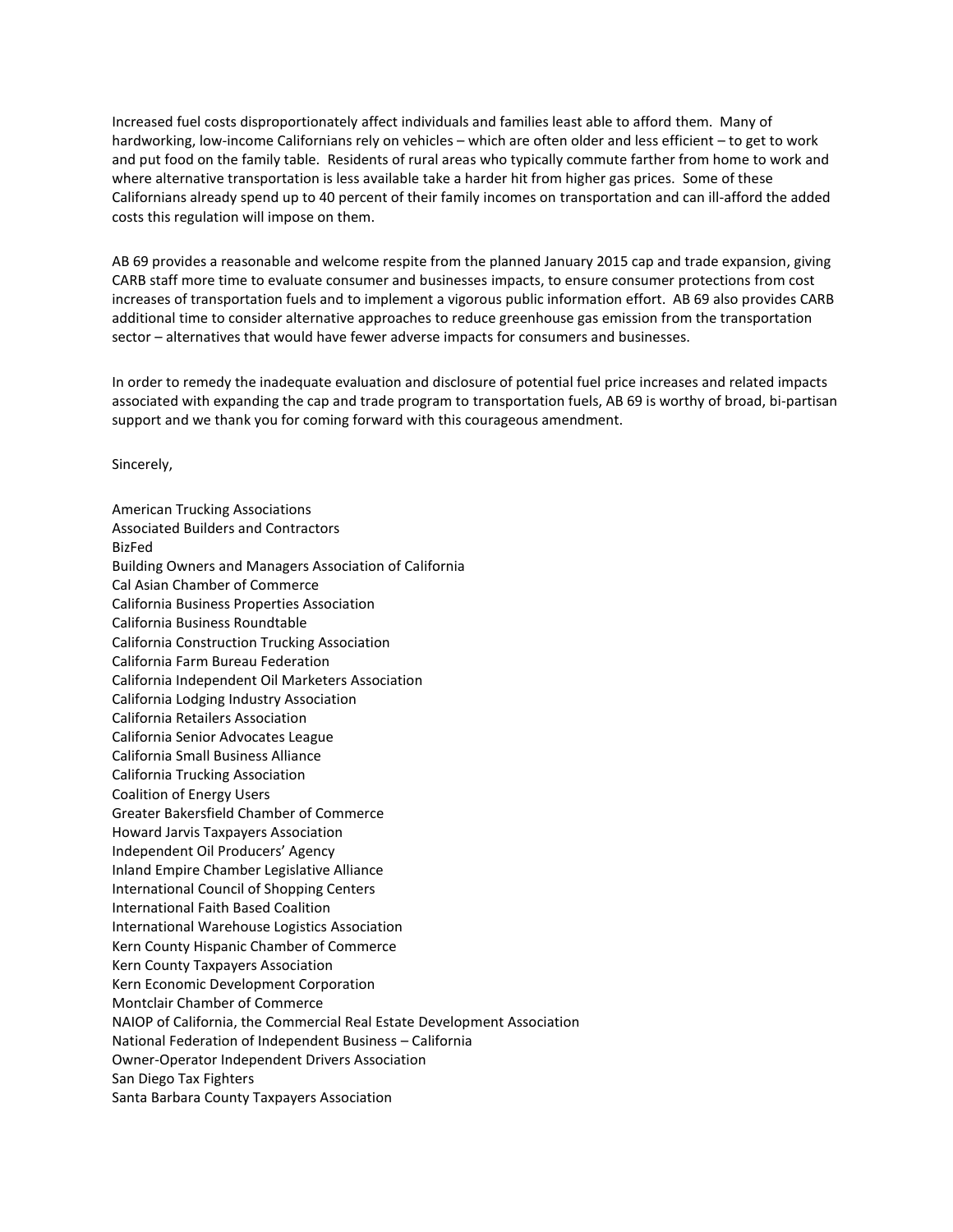Increased fuel costs disproportionately affect individuals and families least able to afford them. Many of hardworking, low-income Californians rely on vehicles – which are often older and less efficient – to get to work and put food on the family table. Residents of rural areas who typically commute farther from home to work and where alternative transportation is less available take a harder hit from higher gas prices. Some of these Californians already spend up to 40 percent of their family incomes on transportation and can ill-afford the added costs this regulation will impose on them.

AB 69 provides a reasonable and welcome respite from the planned January 2015 cap and trade expansion, giving CARB staff more time to evaluate consumer and businesses impacts, to ensure consumer protections from cost increases of transportation fuels and to implement a vigorous public information effort. AB 69 also provides CARB additional time to consider alternative approaches to reduce greenhouse gas emission from the transportation sector – alternatives that would have fewer adverse impacts for consumers and businesses.

In order to remedy the inadequate evaluation and disclosure of potential fuel price increases and related impacts associated with expanding the cap and trade program to transportation fuels, AB 69 is worthy of broad, bi-partisan support and we thank you for coming forward with this courageous amendment.

Sincerely,

American Trucking Associations
Associated Builders and Contractors
BizFed
Building Owners and Managers Association of California
Cal Asian Chamber of Commerce
California Business Properties Association
California Business Roundtable
California Construction Trucking Association
California Farm Bureau Federation
California Independent Oil Marketers Association
California Lodging Industry Association
California Retailers Association
California Senior Advocates League
California Small Business Alliance
California Trucking Association
Coalition of Energy Users
Greater Bakersfield Chamber of Commerce
Howard Jarvis Taxpayers Association
Independent Oil Producers' Agency
Inland Empire Chamber Legislative Alliance
International Council of Shopping Centers
International Faith Based Coalition
International Warehouse Logistics Association
Kern County Hispanic Chamber of Commerce
Kern County Taxpayers Association
Kern Economic Development Corporation
Montclair Chamber of Commerce
NAIOP of California, the Commercial Real Estate Development Association
National Federation of Independent Business – California
Owner-Operator Independent Drivers Association
San Diego Tax Fighters
Santa Barbara County Taxpayers Association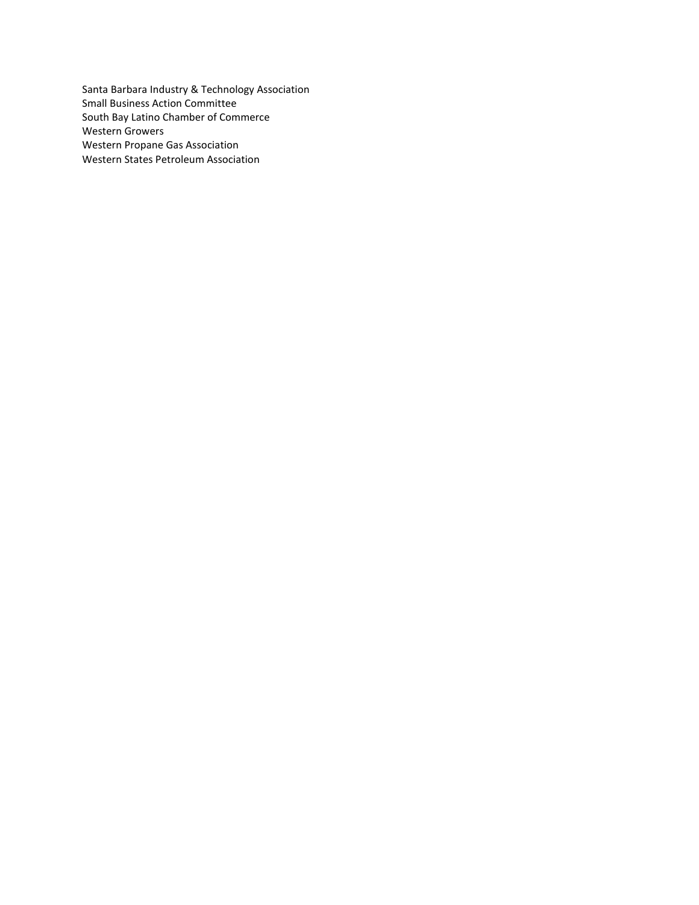Santa Barbara Industry & Technology Association
Small Business Action Committee
South Bay Latino Chamber of Commerce
Western Growers
Western Propane Gas Association
Western States Petroleum Association